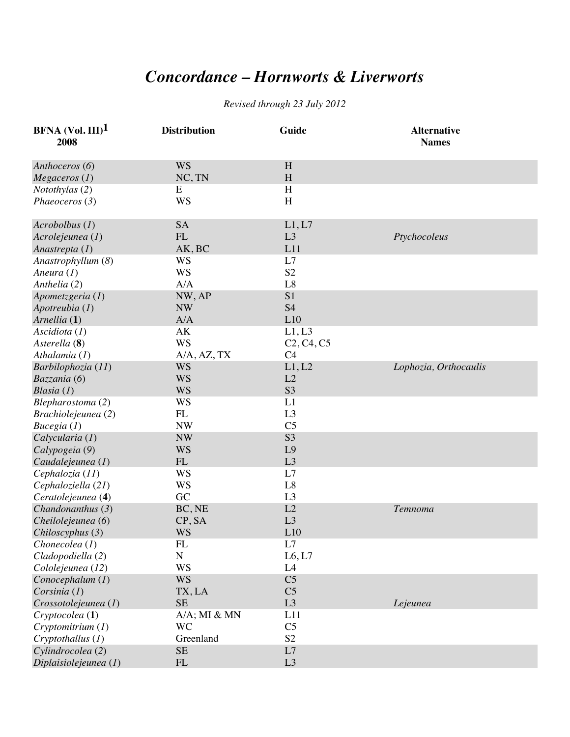# *Concordance – Hornworts & Liverworts*

*Revised through 23 July 2012*

| BFNA (Vol. III)[1] 2008 | Distribution | Guide | Alternative Names |
|---|---|---|---|
| *Anthoceros* (*6*) | WS | H | |
| *Megaceros* (*1*) | NC, TN | H | |
| *Notothylas* (*2*) | E | H | |
| *Phaeoceros* (*3*) | WS | H | |
| | | | |
| *Acrobolbus* (*1*) | SA | L1, L7 | |
| *Acrolejeunea* (*1*) | FL | L3 | *Ptychocoleus* |
| *Anastrepta* (*1*) | AK, BC | L11 | |
| *Anastrophyllum* (*8*) | WS | L7 | |
| *Aneura* (*1*) | WS | S2 | |
| *Anthelia* (*2*) | A/A | L8 | |
| *Apometzgeria* (*1*) | NW, AP | S1 | |
| *Apotreubia* (*1*) | NW | S4 | |
| *Arnellia* (**1**) | A/A | L10 | |
| *Ascidiota* (*1*) | AK | L1, L3 | |
| *Asterella* (**8**) | WS | C2, C4, C5 | |
| *Athalamia* (*1*) | A/A, AZ, TX | C4 | |
| *Barbilophozia* (*11*) | WS | L1, L2 | *Lophozia, Orthocaulis* |
| *Bazzania* (*6*) | WS | L2 | |
| *Blasia* (*1*) | WS | S3 | |
| *Blepharostoma* (*2*) | WS | L1 | |
| *Brachiolejeunea* (*2*) | FL | L3 | |
| *Bucegia* (*1*) | NW | C5 | |
| *Calycularia* (*1*) | NW | S3 | |
| *Calypogeia* (*9*) | WS | L9 | |
| *Caudalejeunea* (*1*) | FL | L3 | |
| *Cephalozia* (*11*) | WS | L7 | |
| *Cephaloziella* (*21*) | WS | L8 | |
| *Ceratolejeunea* (**4**) | GC | L3 | |
| *Chandonanthus* (*3*) | BC, NE | L2 | *Temnoma* |
| *Cheilolejeunea* (*6*) | CP, SA | L3 | |
| *Chiloscyphus* (*3*) | WS | L10 | |
| *Chonecolea* (*1*) | FL | L7 | |
| *Cladopodiella* (*2*) | N | L6, L7 | |
| *Cololejeunea* (*12*) | WS | L4 | |
| *Conocephalum* (*1*) | WS | C5 | |
| *Corsinia* (*1*) | TX, LA | C5 | |
| *Crossotolejeunea* (*1*) | SE | L3 | *Lejeunea* |
| *Cryptocolea* (**1**) | A/A; MI & MN | L11 | |
| *Cryptomitrium* (*1*) | WC | C5 | |
| *Cryptothallus* (*1*) | Greenland | S2 | |
| *Cylindrocolea* (*2*) | SE | L7 | |
| *Diplasiolejeunea* (*1*) | FL | L3 | |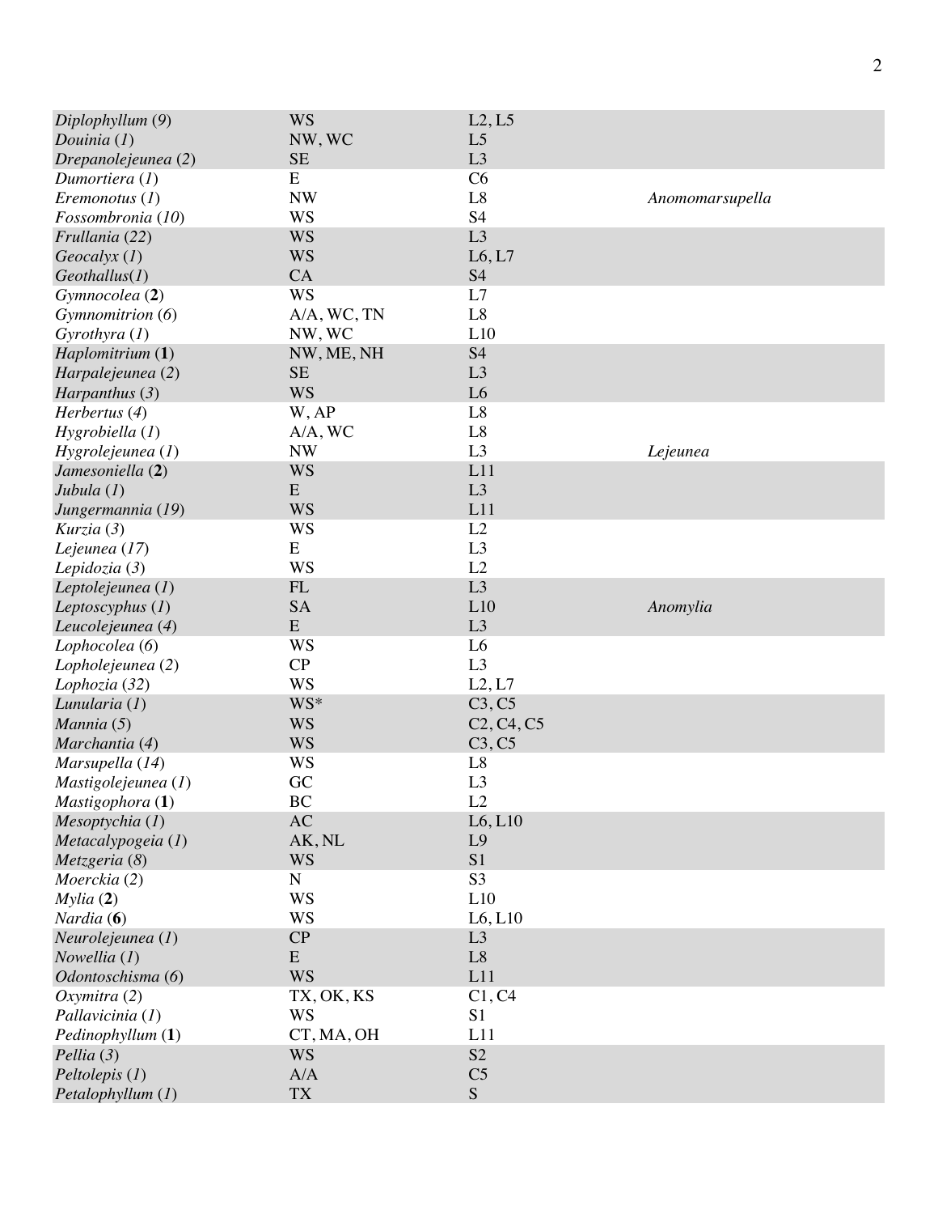| | | | |
|---|---|---|---|
| *Diplophyllum* (*9*) | WS | L2, L5 | |
| *Douinia* (*1*) | NW, WC | L5 | |
| *Drepanolejeunea* (*2*) | SE | L3 | |
| *Dumortiera* (*1*) | E | C6 | |
| *Eremonotus* (*1*) | NW | L8 | *Anomomarsupella* |
| *Fossombronia* (*10*) | WS | S4 | |
| *Frullania* (*22*) | WS | L3 | |
| *Geocalyx* (*1*) | WS | L6, L7 | |
| *Geothallus*(*1*) | CA | S4 | |
| *Gymnocolea* (**2**) | WS | L7 | |
| *Gymnomitrion* (*6*) | A/A, WC, TN | L8 | |
| *Gyrothyra* (*1*) | NW, WC | L10 | |
| *Haplomitrium* (**1**) | NW, ME, NH | S4 | |
| *Harpalejeunea* (*2*) | SE | L3 | |
| *Harpanthus* (*3*) | WS | L6 | |
| *Herbertus* (*4*) | W, AP | L8 | |
| *Hygrobiella* (*1*) | A/A, WC | L8 | |
| *Hygrolejeunea* (*1*) | NW | L3 | *Lejeunea* |
| *Jamesoniella* (**2**) | WS | L11 | |
| *Jubula* (*1*) | E | L3 | |
| *Jungermannia* (*19*) | WS | L11 | |
| *Kurzia* (*3*) | WS | L2 | |
| *Lejeunea* (*17*) | E | L3 | |
| *Lepidozia* (*3*) | WS | L2 | |
| *Leptolejeunea* (*1*) | FL | L3 | |
| *Leptoscyphus* (*1*) | SA | L10 | *Anomylia* |
| *Leucolejeunea* (*4*) | E | L3 | |
| *Lophocolea* (*6*) | WS | L6 | |
| *Lopholejeunea* (*2*) | CP | L3 | |
| *Lophozia* (*32*) | WS | L2, L7 | |
| *Lunularia* (*1*) | WS* | C3, C5 | |
| *Mannia* (*5*) | WS | C2, C4, C5 | |
| *Marchantia* (*4*) | WS | C3, C5 | |
| *Marsupella* (*14*) | WS | L8 | |
| *Mastigolejeunea* (*1*) | GC | L3 | |
| *Mastigophora* (**1**) | BC | L2 | |
| *Mesoptychia* (*1*) | AC | L6, L10 | |
| *Metacalypogeia* (*1*) | AK, NL | L9 | |
| *Metzgeria* (*8*) | WS | S1 | |
| *Moerckia* (*2*) | N | S3 | |
| *Mylia* (**2**) | WS | L10 | |
| *Nardia* (**6**) | WS | L6, L10 | |
| *Neurolejeunea* (*1*) | CP | L3 | |
| *Nowellia* (*1*) | E | L8 | |
| *Odontoschisma* (*6*) | WS | L11 | |
| *Oxymitra* (*2*) | TX, OK, KS | C1, C4 | |
| *Pallavicinia* (*1*) | WS | S1 | |
| *Pedinophyllum* (**1**) | CT, MA, OH | L11 | |
| *Pellia* (*3*) | WS | S2 | |
| *Peltolepis* (*1*) | A/A | C5 | |
| *Petalophyllum* (*1*) | TX | S | |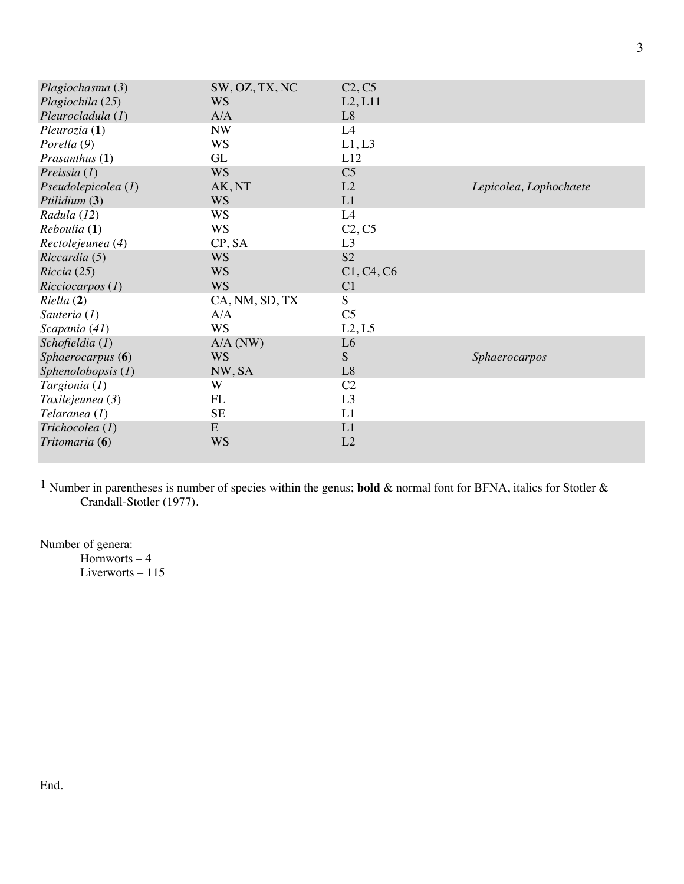| | | | |
|---|---|---|---|
| *Plagiochasma* (*3*) | SW, OZ, TX, NC | C2, C5 | |
| *Plagiochila* (*25*) | WS | L2, L11 | |
| *Pleurocladula* (*1*) | A/A | L8 | |
| *Pleurozia* (**1**) | NW | L4 | |
| *Porella* (*9*) | WS | L1, L3 | |
| *Prasanthus* (**1**) | GL | L12 | |
| *Preissia* (*1*) | WS | C5 | |
| *Pseudolepicolea* (*1*) | AK, NT | L2 | *Lepicolea, Lophochaete* |
| *Ptilidium* (**3**) | WS | L1 | |
| *Radula* (*12*) | WS | L4 | |
| *Reboulia* (**1**) | WS | C2, C5 | |
| *Rectolejeunea* (*4*) | CP, SA | L3 | |
| *Riccardia* (*5*) | WS | S2 | |
| *Riccia* (*25*) | WS | C1, C4, C6 | |
| *Ricciocarpos* (*1*) | WS | C1 | |
| *Riella* (**2**) | CA, NM, SD, TX | S | |
| *Sauteria* (*1*) | A/A | C5 | |
| *Scapania* (*41*) | WS | L2, L5 | |
| *Schofieldia* (*1*) | A/A (NW) | L6 | |
| *Sphaerocarpus* (**6**) | WS | S | *Sphaerocarpos* |
| *Sphenolobopsis* (*1*) | NW, SA | L8 | |
| *Targionia* (*1*) | W | C2 | |
| *Taxilejeunea* (*3*) | FL | L3 | |
| *Telaranea* (*1*) | SE | L1 | |
| *Trichocolea* (*1*) | E | L1 | |
| *Tritomaria* (**6**) | WS | L2 | |

[1] Number in parentheses is number of species within the genus; **bold** & normal font for BFNA, italics for Stotler & Crandall-Stotler (1977).

Number of genera:

Hornworts – 4
Liverworts – 115

End.